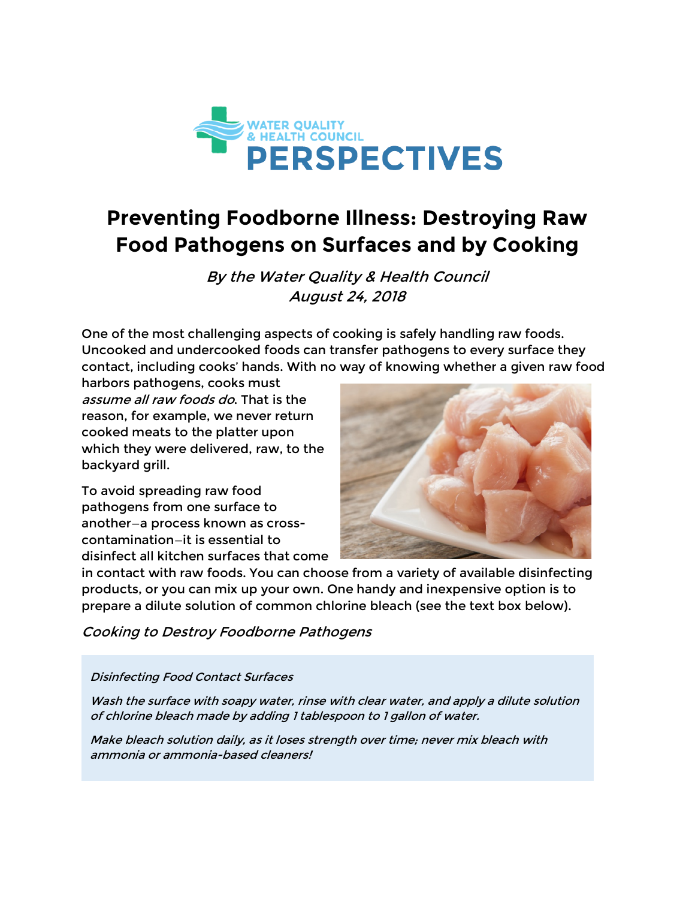WATER QUALITY & HEALTH COUNCIL

**PERSPECTIVES**

# Preventing Foodborne Illness: Destroying Raw Food Pathogens on Surfaces and by Cooking

*By the Water Quality & Health Council*
*August 24, 2018*

One of the most challenging aspects of cooking is safely handling raw foods. Uncooked and undercooked foods can transfer pathogens to every surface they contact, including cooks' hands. With no way of knowing whether a given raw food harbors pathogens, cooks must *assume all raw foods do*. That is the reason, for example, we never return cooked meats to the platter upon which they were delivered, raw, to the backyard grill.

To avoid spreading raw food pathogens from one surface to another—a process known as cross-contamination—it is essential to disinfect all kitchen surfaces that come in contact with raw foods. You can choose from a variety of available disinfecting products, or you can mix up your own. One handy and inexpensive option is to prepare a dilute solution of common chlorine bleach (see the text box below).

## *Cooking to Destroy Foodborne Pathogens*

> *Disinfecting Food Contact Surfaces*
>
> *Wash the surface with soapy water, rinse with clear water, and apply a dilute solution of chlorine bleach made by adding 1 tablespoon to 1 gallon of water.*
>
> *Make bleach solution daily, as it loses strength over time; never mix bleach with ammonia or ammonia-based cleaners!*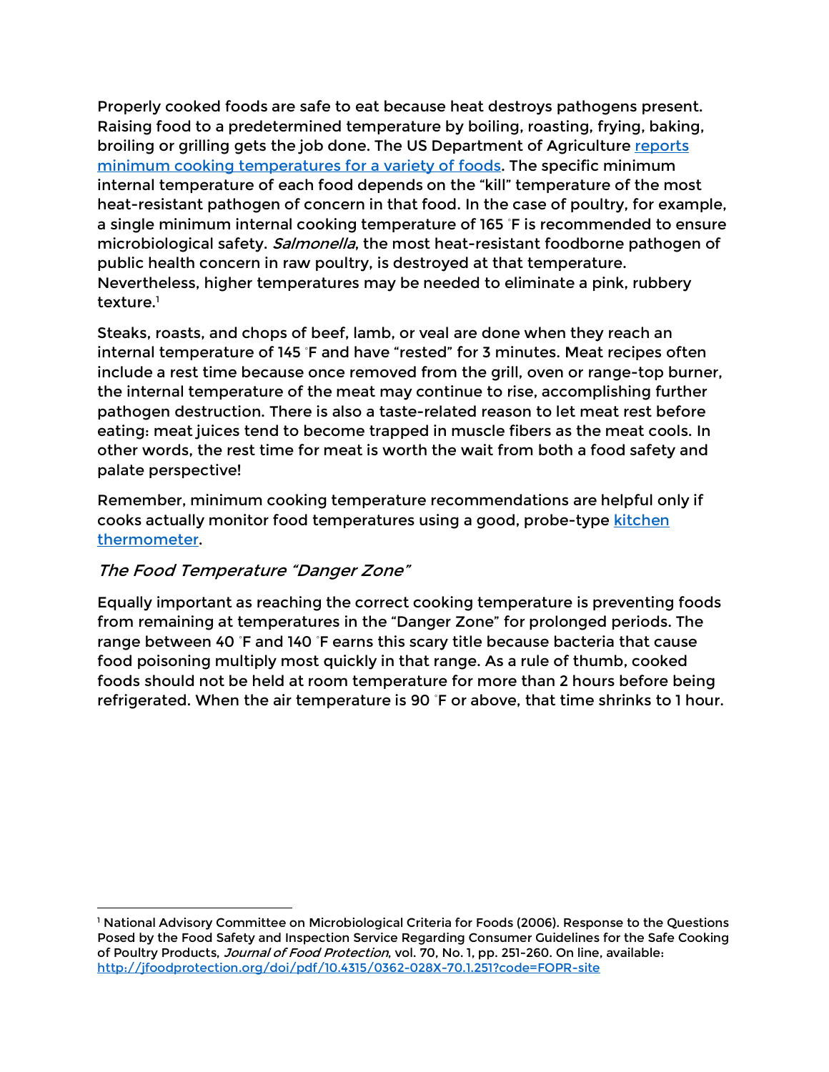Properly cooked foods are safe to eat because heat destroys pathogens present. Raising food to a predetermined temperature by boiling, roasting, frying, baking, broiling or grilling gets the job done. The US Department of Agriculture [reports minimum cooking temperatures for a variety of foods](). The specific minimum internal temperature of each food depends on the "kill" temperature of the most heat-resistant pathogen of concern in that food. In the case of poultry, for example, a single minimum internal cooking temperature of 165 °F is recommended to ensure microbiological safety. *Salmonella*, the most heat-resistant foodborne pathogen of public health concern in raw poultry, is destroyed at that temperature. Nevertheless, higher temperatures may be needed to eliminate a pink, rubbery texture.[1]

Steaks, roasts, and chops of beef, lamb, or veal are done when they reach an internal temperature of 145 °F and have "rested" for 3 minutes. Meat recipes often include a rest time because once removed from the grill, oven or range-top burner, the internal temperature of the meat may continue to rise, accomplishing further pathogen destruction. There is also a taste-related reason to let meat rest before eating: meat juices tend to become trapped in muscle fibers as the meat cools. In other words, the rest time for meat is worth the wait from both a food safety and palate perspective!

Remember, minimum cooking temperature recommendations are helpful only if cooks actually monitor food temperatures using a good, probe-type [kitchen thermometer]().

### *The Food Temperature "Danger Zone"*

Equally important as reaching the correct cooking temperature is preventing foods from remaining at temperatures in the "Danger Zone" for prolonged periods. The range between 40 °F and 140 °F earns this scary title because bacteria that cause food poisoning multiply most quickly in that range. As a rule of thumb, cooked foods should not be held at room temperature for more than 2 hours before being refrigerated. When the air temperature is 90 °F or above, that time shrinks to 1 hour.

---

[1] National Advisory Committee on Microbiological Criteria for Foods (2006). Response to the Questions Posed by the Food Safety and Inspection Service Regarding Consumer Guidelines for the Safe Cooking of Poultry Products, *Journal of Food Protection*, vol. 70, No. 1, pp. 251-260. On line, available: http://jfoodprotection.org/doi/pdf/10.4315/0362-028X-70.1.251?code=FOPR-site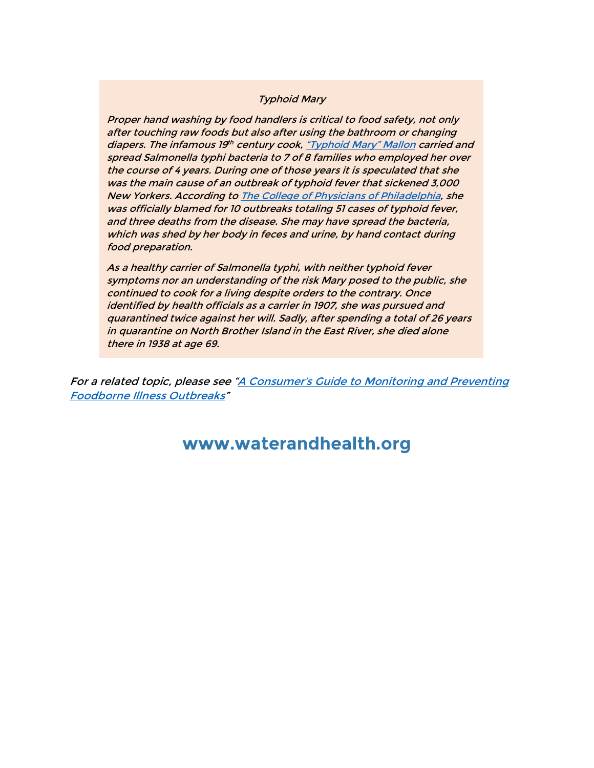*Typhoid Mary*

*Proper hand washing by food handlers is critical to food safety, not only after touching raw foods but also after using the bathroom or changing diapers. The infamous 19th century cook, "Typhoid Mary" Mallon carried and spread Salmonella typhi bacteria to 7 of 8 families who employed her over the course of 4 years. During one of those years it is speculated that she was the main cause of an outbreak of typhoid fever that sickened 3,000 New Yorkers. According to The College of Physicians of Philadelphia, she was officially blamed for 10 outbreaks totaling 51 cases of typhoid fever, and three deaths from the disease. She may have spread the bacteria, which was shed by her body in feces and urine, by hand contact during food preparation.*

*As a healthy carrier of Salmonella typhi, with neither typhoid fever symptoms nor an understanding of the risk Mary posed to the public, she continued to cook for a living despite orders to the contrary. Once identified by health officials as a carrier in 1907, she was pursued and quarantined twice against her will. Sadly, after spending a total of 26 years in quarantine on North Brother Island in the East River, she died alone there in 1938 at age 69.*

*For a related topic, please see "A Consumer's Guide to Monitoring and Preventing Foodborne Illness Outbreaks"*

## www.waterandhealth.org